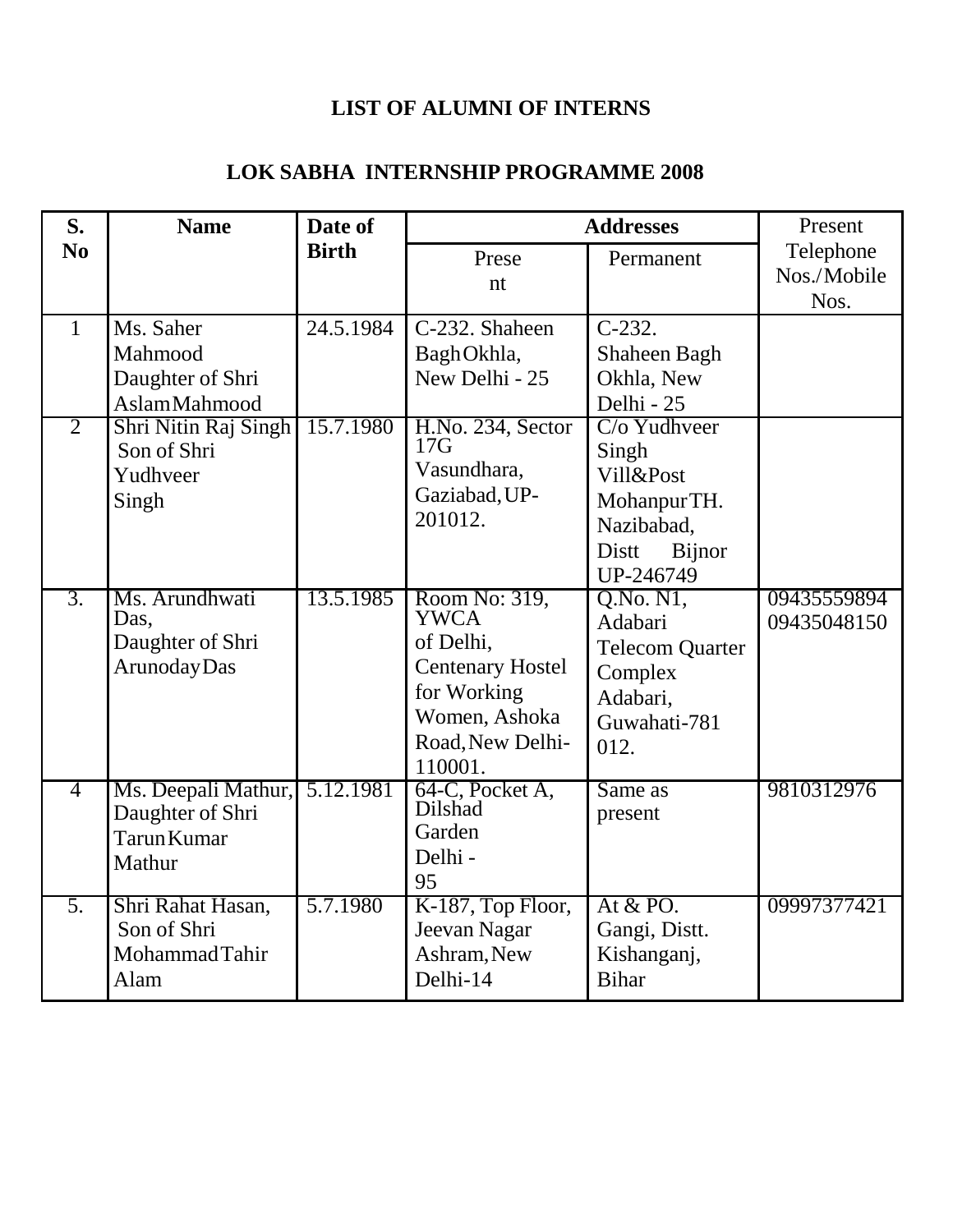## LIST OF ALUMNI OF INTERNS

## LOK SABHA INTERNSHIP PROGRAMME 2008

| S. No | Name | Date of Birth | Addresses | | Present Telephone Nos./Mobile Nos. |
|---|---|---|---|---|---|
| | | | Present | Permanent | |
| 1 | Ms. Saher Mahmood Daughter of Shri Aslam Mahmood | 24.5.1984 | C-232. Shaheen Bagh Okhla, New Delhi - 25 | C-232. Shaheen Bagh Okhla, New Delhi - 25 | |
| 2 | Shri Nitin Raj Singh Son of Shri Yudhveer Singh | 15.7.1980 | H.No. 234, Sector 17G Vasundhara, Gaziabad, UP-201012. | C/o Yudhveer Singh Vill&Post Mohanpur TH. Nazibabad, Distt Bijnor UP-246749 | |
| 3. | Ms. Arundhwati Das, Daughter of Shri Arunoday Das | 13.5.1985 | Room No: 319, YWCA of Delhi, Centenary Hostel for Working Women, Ashoka Road, New Delhi-110001. | Q.No. N1, Adabari Telecom Quarter Complex Adabari, Guwahati-781 012. | 09435559894 09435048150 |
| 4 | Ms. Deepali Mathur, Daughter of Shri Tarun Kumar Mathur | 5.12.1981 | 64-C, Pocket A, Dilshad Garden Delhi - 95 | Same as present | 9810312976 |
| 5. | Shri Rahat Hasan, Son of Shri Mohammad Tahir Alam | 5.7.1980 | K-187, Top Floor, Jeevan Nagar Ashram, New Delhi-14 | At & PO. Gangi, Distt. Kishanganj, Bihar | 09997377421 |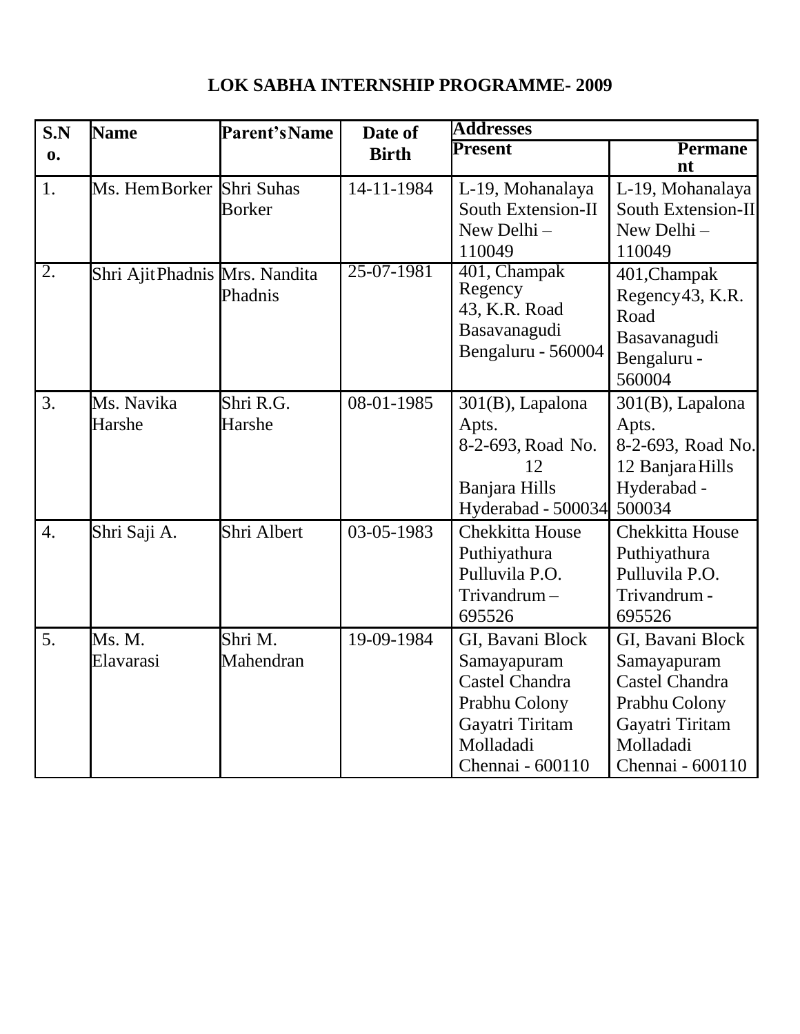# LOK SABHA INTERNSHIP PROGRAMME- 2009

| S.No. | Name | Parent's Name | Date of Birth | Addresses | |
|---|---|---|---|---|---|
| | | | | Present | Permanent |
| 1. | Ms. Hem Borker | Shri Suhas Borker | 14-11-1984 | L-19, Mohanalaya South Extension-II New Delhi – 110049 | L-19, Mohanalaya South Extension-II New Delhi – 110049 |
| 2. | Shri Ajit Phadnis | Mrs. Nandita Phadnis | 25-07-1981 | 401, Champak Regency 43, K.R. Road Basavanagudi Bengaluru - 560004 | 401,Champak Regency 43, K.R. Road Basavanagudi Bengaluru - 560004 |
| 3. | Ms. Navika Harshe | Shri R.G. Harshe | 08-01-1985 | 301(B), Lapalona Apts. 8-2-693, Road No. 12 Banjara Hills Hyderabad - 500034 | 301(B), Lapalona Apts. 8-2-693, Road No. 12 Banjara Hills Hyderabad - 500034 |
| 4. | Shri Saji A. | Shri Albert | 03-05-1983 | Chekkitta House Puthiyathura Pulluvila P.O. Trivandrum – 695526 | Chekkitta House Puthiyathura Pulluvila P.O. Trivandrum - 695526 |
| 5. | Ms. M. Elavarasi | Shri M. Mahendran | 19-09-1984 | GI, Bavani Block Samayapuram Castel Chandra Prabhu Colony Gayatri Tiritam Molladadi Chennai - 600110 | GI, Bavani Block Samayapuram Castel Chandra Prabhu Colony Gayatri Tiritam Molladadi Chennai - 600110 |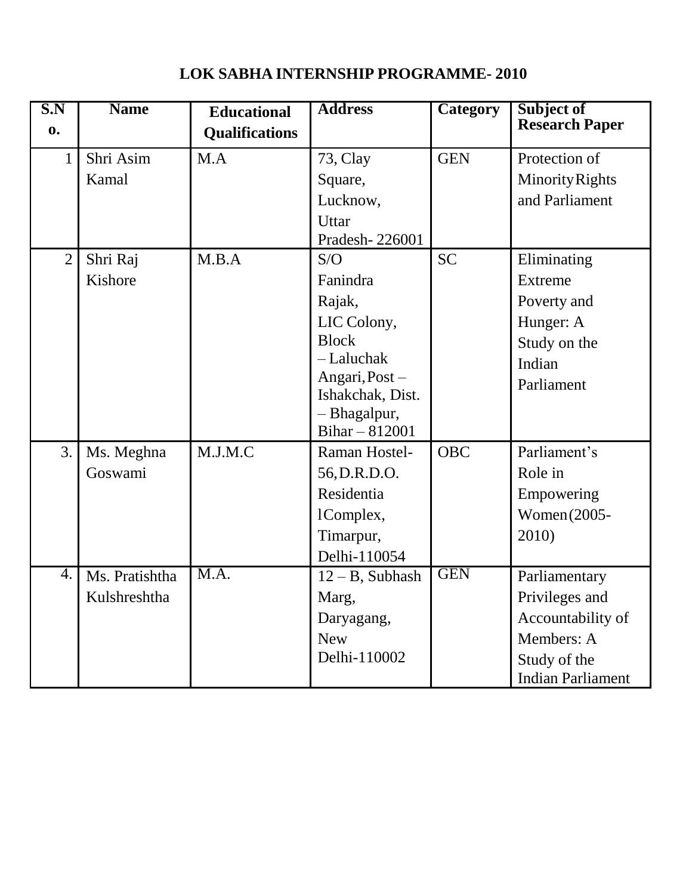# LOK SABHA INTERNSHIP PROGRAMME- 2010

| S.No. | Name | Educational Qualifications | Address | Category | Subject of Research Paper |
|---|---|---|---|---|---|
| 1 | Shri Asim Kamal | M.A | 73, Clay Square, Lucknow, Uttar Pradesh- 226001 | GEN | Protection of Minority Rights and Parliament |
| 2 | Shri Raj Kishore | M.B.A | S/O Fanindra Rajak, LIC Colony, Block – Laluchak Angari, Post – Ishakchak, Dist. – Bhagalpur, Bihar – 812001 | SC | Eliminating Extreme Poverty and Hunger: A Study on the Indian Parliament |
| 3. | Ms. Meghna Goswami | M.J.M.C | Raman Hostel-56, D.R.D.O. Residential Complex, Timarpur, Delhi-110054 | OBC | Parliament's Role in Empowering Women (2005-2010) |
| 4. | Ms. Pratishtha Kulshreshtha | M.A. | 12 – B, Subhash Marg, Daryagang, New Delhi-110002 | GEN | Parliamentary Privileges and Accountability of Members: A Study of the Indian Parliament |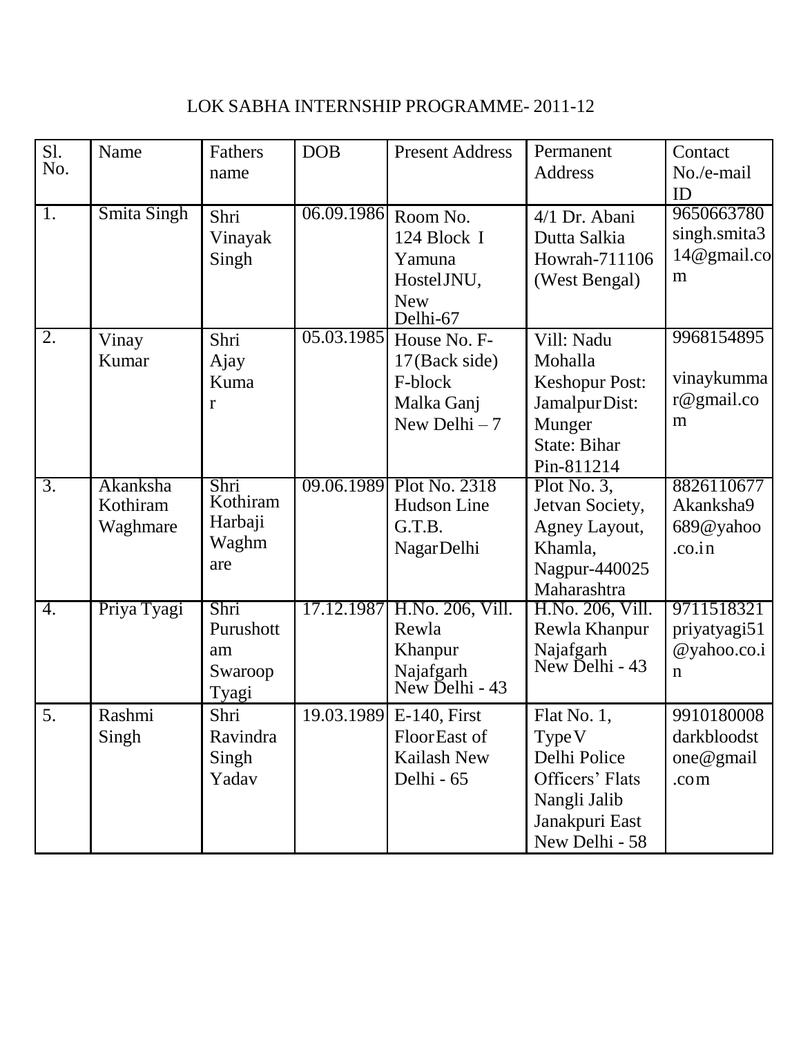LOK SABHA INTERNSHIP PROGRAMME- 2011-12

| Sl. No. | Name | Fathers name | DOB | Present Address | Permanent Address | Contact No./e-mail ID |
|---|---|---|---|---|---|---|
| 1. | Smita Singh | Shri Vinayak Singh | 06.09.1986 | Room No. 124 Block I Yamuna Hostel JNU, New Delhi-67 | 4/1 Dr. Abani Dutta Salkia Howrah-711106 (West Bengal) | 9650663780 singh.smita314@gmail.com |
| 2. | Vinay Kumar | Shri Ajay Kumar | 05.03.1985 | House No. F-17(Back side) F-block Malka Ganj New Delhi – 7 | Vill: Nadu Mohalla Keshopur Post: Jamalpur Dist: Munger State: Bihar Pin-811214 | 9968154895 vinaykummar@gmail.com |
| 3. | Akanksha Kothiram Waghmare | Shri Kothiram Harbaji Waghmare | 09.06.1989 | Plot No. 2318 Hudson Line G.T.B. Nagar Delhi | Plot No. 3, Jetvan Society, Agney Layout, Khamla, Nagpur-440025 Maharashtra | 8826110677 Akanksha9689@yahoo.co.in |
| 4. | Priya Tyagi | Shri Purushottam Swaroop Tyagi | 17.12.1987 | H.No. 206, Vill. Rewla Khanpur Najafgarh New Delhi - 43 | H.No. 206, Vill. Rewla Khanpur Najafgarh New Delhi - 43 | 9711518321 priyatyagi51@yahoo.co.in |
| 5. | Rashmi Singh | Shri Ravindra Singh Yadav | 19.03.1989 | E-140, First Floor East of Kailash New Delhi - 65 | Flat No. 1, Type V Delhi Police Officers' Flats Nangli Jalib Janakpuri East New Delhi - 58 | 9910180008 darkbloodstone@gmail.com |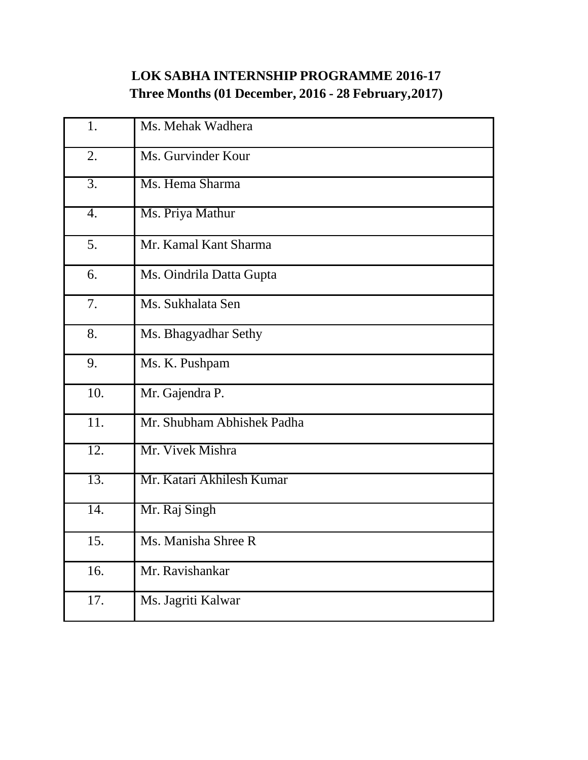**LOK SABHA INTERNSHIP PROGRAMME 2016-17**
**Three Months (01 December, 2016 - 28 February,2017)**

| | |
|---|---|
| 1. | Ms. Mehak Wadhera |
| 2. | Ms. Gurvinder Kour |
| 3. | Ms. Hema Sharma |
| 4. | Ms. Priya Mathur |
| 5. | Mr. Kamal Kant Sharma |
| 6. | Ms. Oindrila Datta Gupta |
| 7. | Ms. Sukhalata Sen |
| 8. | Ms. Bhagyadhar Sethy |
| 9. | Ms. K. Pushpam |
| 10. | Mr. Gajendra P. |
| 11. | Mr. Shubham Abhishek Padha |
| 12. | Mr. Vivek Mishra |
| 13. | Mr. Katari Akhilesh Kumar |
| 14. | Mr. Raj Singh |
| 15. | Ms. Manisha Shree R |
| 16. | Mr. Ravishankar |
| 17. | Ms. Jagriti Kalwar |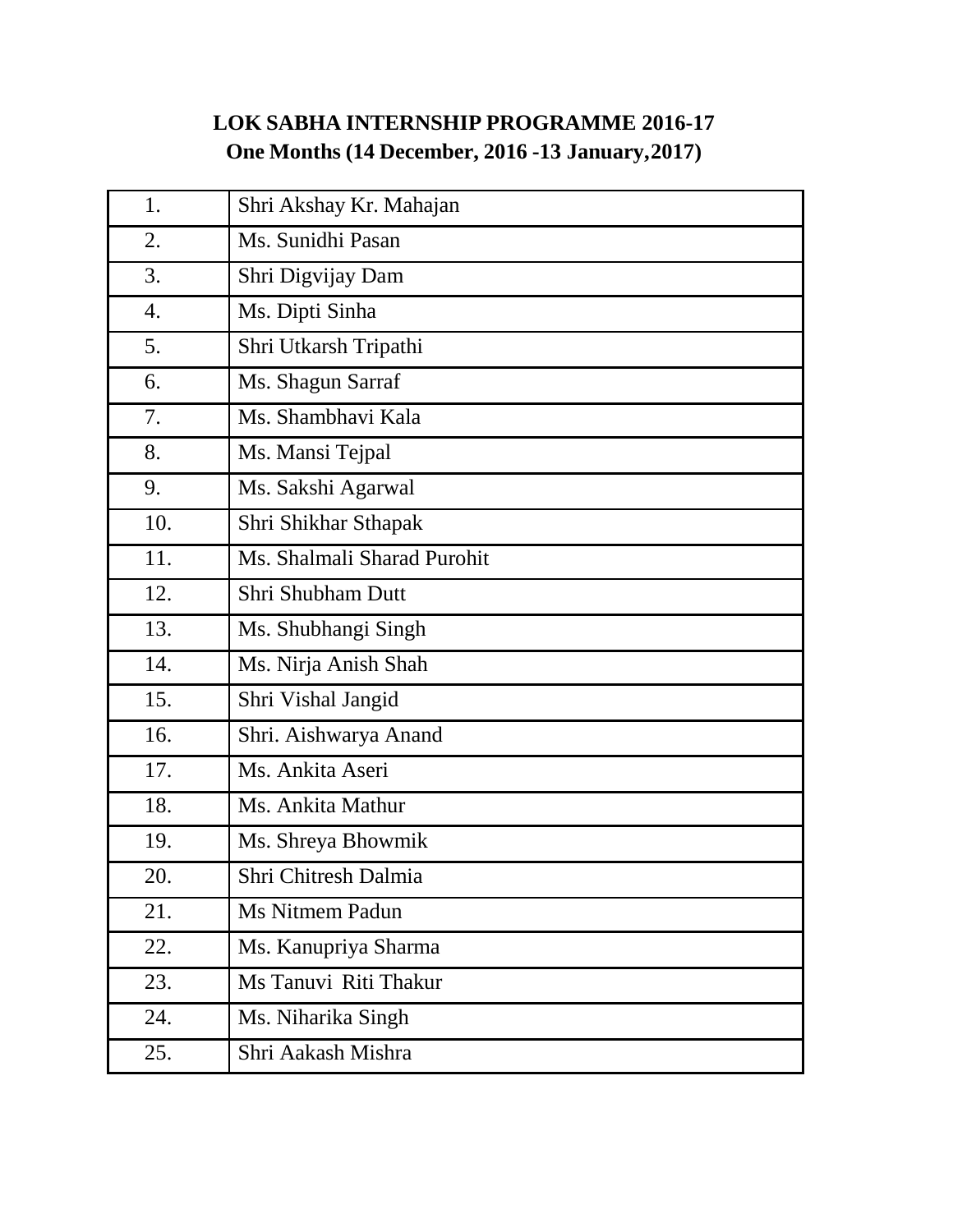**LOK SABHA INTERNSHIP PROGRAMME 2016-17**
**One Months (14 December, 2016 -13 January,2017)**

| | |
|---|---|
| 1. | Shri Akshay Kr. Mahajan |
| 2. | Ms. Sunidhi Pasan |
| 3. | Shri Digvijay Dam |
| 4. | Ms. Dipti Sinha |
| 5. | Shri Utkarsh Tripathi |
| 6. | Ms. Shagun Sarraf |
| 7. | Ms. Shambhavi Kala |
| 8. | Ms. Mansi Tejpal |
| 9. | Ms. Sakshi Agarwal |
| 10. | Shri Shikhar Sthapak |
| 11. | Ms. Shalmali Sharad Purohit |
| 12. | Shri Shubham Dutt |
| 13. | Ms. Shubhangi Singh |
| 14. | Ms. Nirja Anish Shah |
| 15. | Shri Vishal Jangid |
| 16. | Shri. Aishwarya Anand |
| 17. | Ms. Ankita Aseri |
| 18. | Ms. Ankita Mathur |
| 19. | Ms. Shreya Bhowmik |
| 20. | Shri Chitresh Dalmia |
| 21. | Ms Nitmem Padun |
| 22. | Ms. Kanupriya Sharma |
| 23. | Ms Tanuvi Riti Thakur |
| 24. | Ms. Niharika Singh |
| 25. | Shri Aakash Mishra |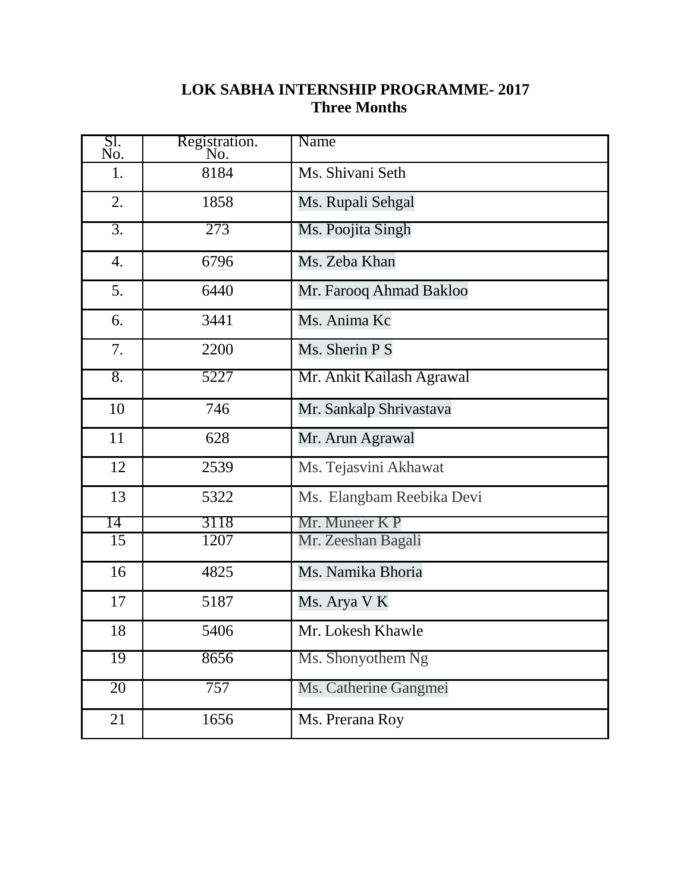# LOK SABHA INTERNSHIP PROGRAMME- 2017
## Three Months

| Sl. No. | Registration. No. | Name |
|---|---|---|
| 1. | 8184 | Ms. Shivani Seth |
| 2. | 1858 | Ms. Rupali Sehgal |
| 3. | 273 | Ms. Poojita Singh |
| 4. | 6796 | Ms. Zeba Khan |
| 5. | 6440 | Mr. Farooq Ahmad Bakloo |
| 6. | 3441 | Ms. Anima Kc |
| 7. | 2200 | Ms. Sherin P S |
| 8. | 5227 | Mr. Ankit Kailash Agrawal |
| 10 | 746 | Mr. Sankalp Shrivastava |
| 11 | 628 | Mr. Arun Agrawal |
| 12 | 2539 | Ms. Tejasvini Akhawat |
| 13 | 5322 | Ms. Elangbam Reebika Devi |
| 14 | 3118 | Mr. Muneer K P |
| 15 | 1207 | Mr. Zeeshan Bagali |
| 16 | 4825 | Ms. Namika Bhoria |
| 17 | 5187 | Ms. Arya V K |
| 18 | 5406 | Mr. Lokesh Khawle |
| 19 | 8656 | Ms. Shonyothem Ng |
| 20 | 757 | Ms. Catherine Gangmei |
| 21 | 1656 | Ms. Prerana Roy |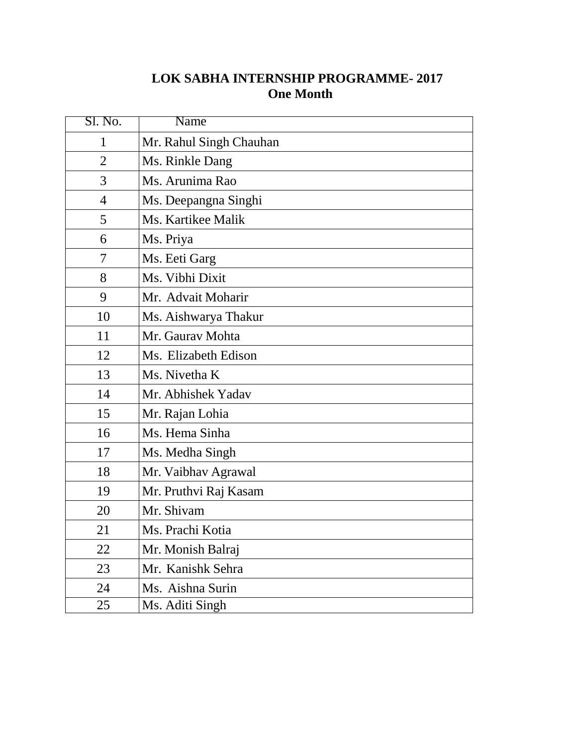**LOK SABHA INTERNSHIP PROGRAMME- 2017**
**One Month**

| Sl. No. | Name |
|---|---|
| 1 | Mr. Rahul Singh Chauhan |
| 2 | Ms. Rinkle Dang |
| 3 | Ms. Arunima Rao |
| 4 | Ms. Deepangna Singhi |
| 5 | Ms. Kartikee Malik |
| 6 | Ms. Priya |
| 7 | Ms. Eeti Garg |
| 8 | Ms. Vibhi Dixit |
| 9 | Mr. Advait Moharir |
| 10 | Ms. Aishwarya Thakur |
| 11 | Mr. Gaurav Mohta |
| 12 | Ms. Elizabeth Edison |
| 13 | Ms. Nivetha K |
| 14 | Mr. Abhishek Yadav |
| 15 | Mr. Rajan Lohia |
| 16 | Ms. Hema Sinha |
| 17 | Ms. Medha Singh |
| 18 | Mr. Vaibhav Agrawal |
| 19 | Mr. Pruthvi Raj Kasam |
| 20 | Mr. Shivam |
| 21 | Ms. Prachi Kotia |
| 22 | Mr. Monish Balraj |
| 23 | Mr. Kanishk Sehra |
| 24 | Ms. Aishna Surin |
| 25 | Ms. Aditi Singh |